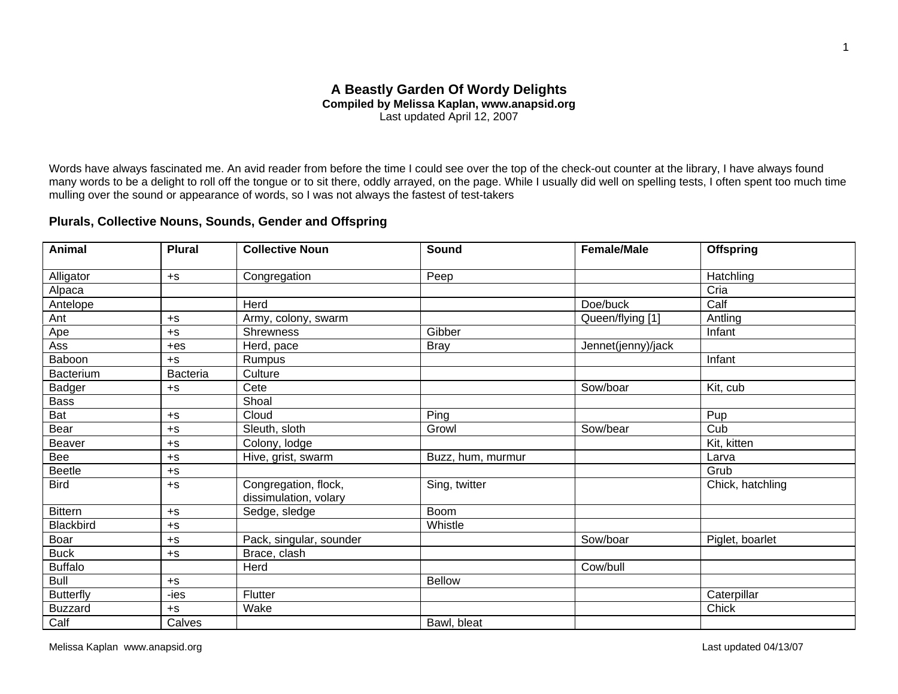# A Beastly Garden Of Wordy Delights

**Compiled by Melissa Kaplan, www.anapsid.org**

Last updated April 12, 2007

Words have always fascinated me. An avid reader from before the time I could see over the top of the check-out counter at the library, I have always found many words to be a delight to roll off the tongue or to sit there, oddly arrayed, on the page. While I usually did well on spelling tests, I often spent too much time mulling over the sound or appearance of words, so I was not always the fastest of test-takers

## Plurals, Collective Nouns, Sounds, Gender and Offspring

| Animal | Plural | Collective Noun | Sound | Female/Male | Offspring |
|---|---|---|---|---|---|
| Alligator | +s | Congregation | Peep | | Hatchling |
| Alpaca | | | | | Cria |
| Antelope | | Herd | | Doe/buck | Calf |
| Ant | +s | Army, colony, swarm | | Queen/flying [1] | Antling |
| Ape | +s | Shrewness | Gibber | | Infant |
| Ass | +es | Herd, pace | Bray | Jennet(jenny)/jack | |
| Baboon | +s | Rumpus | | | Infant |
| Bacterium | Bacteria | Culture | | | |
| Badger | +s | Cete | | Sow/boar | Kit, cub |
| Bass | | Shoal | | | |
| Bat | +s | Cloud | Ping | | Pup |
| Bear | +s | Sleuth, sloth | Growl | Sow/bear | Cub |
| Beaver | +s | Colony, lodge | | | Kit, kitten |
| Bee | +s | Hive, grist, swarm | Buzz, hum, murmur | | Larva |
| Beetle | +s | | | | Grub |
| Bird | +s | Congregation, flock, dissimulation, volary | Sing, twitter | | Chick, hatchling |
| Bittern | +s | Sedge, sledge | Boom | | |
| Blackbird | +s | | Whistle | | |
| Boar | +s | Pack, singular, sounder | | Sow/boar | Piglet, boarlet |
| Buck | +s | Brace, clash | | | |
| Buffalo | | Herd | | Cow/bull | |
| Bull | +s | | Bellow | | |
| Butterfly | -ies | Flutter | | | Caterpillar |
| Buzzard | +s | Wake | | | Chick |
| Calf | Calves | | Bawl, bleat | | |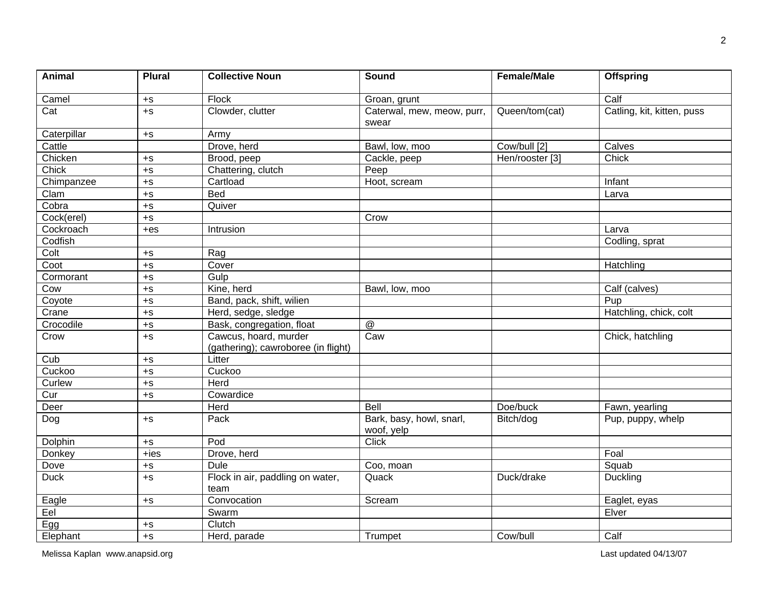| Animal | Plural | Collective Noun | Sound | Female/Male | Offspring |
|---|---|---|---|---|---|
| Camel | +s | Flock | Groan, grunt | | Calf |
| Cat | +s | Clowder, clutter | Caterwal, mew, meow, purr, swear | Queen/tom(cat) | Catling, kit, kitten, puss |
| Caterpillar | +s | Army | | | |
| Cattle | | Drove, herd | Bawl, low, moo | Cow/bull [2] | Calves |
| Chicken | +s | Brood, peep | Cackle, peep | Hen/rooster [3] | Chick |
| Chick | +s | Chattering, clutch | Peep | | |
| Chimpanzee | +s | Cartload | Hoot, scream | | Infant |
| Clam | +s | Bed | | | Larva |
| Cobra | +s | Quiver | | | |
| Cock(erel) | +s | | Crow | | |
| Cockroach | +es | Intrusion | | | Larva |
| Codfish | | | | | Codling, sprat |
| Colt | +s | Rag | | | |
| Coot | +s | Cover | | | Hatchling |
| Cormorant | +s | Gulp | | | |
| Cow | +s | Kine, herd | Bawl, low, moo | | Calf (calves) |
| Coyote | +s | Band, pack, shift, wilien | | | Pup |
| Crane | +s | Herd, sedge, sledge | | | Hatchling, chick, colt |
| Crocodile | +s | Bask, congregation, float | @ | | |
| Crow | +s | Cawcus, hoard, murder (gathering); cawroboree (in flight) | Caw | | Chick, hatchling |
| Cub | +s | Litter | | | |
| Cuckoo | +s | Cuckoo | | | |
| Curlew | +s | Herd | | | |
| Cur | +s | Cowardice | | | |
| Deer | | Herd | Bell | Doe/buck | Fawn, yearling |
| Dog | +s | Pack | Bark, basy, howl, snarl, woof, yelp | Bitch/dog | Pup, puppy, whelp |
| Dolphin | +s | Pod | Click | | |
| Donkey | +ies | Drove, herd | | | Foal |
| Dove | +s | Dule | Coo, moan | | Squab |
| Duck | +s | Flock in air, paddling on water, team | Quack | Duck/drake | Duckling |
| Eagle | +s | Convocation | Scream | | Eaglet, eyas |
| Eel | | Swarm | | | Elver |
| Egg | +s | Clutch | | | |
| Elephant | +s | Herd, parade | Trumpet | Cow/bull | Calf |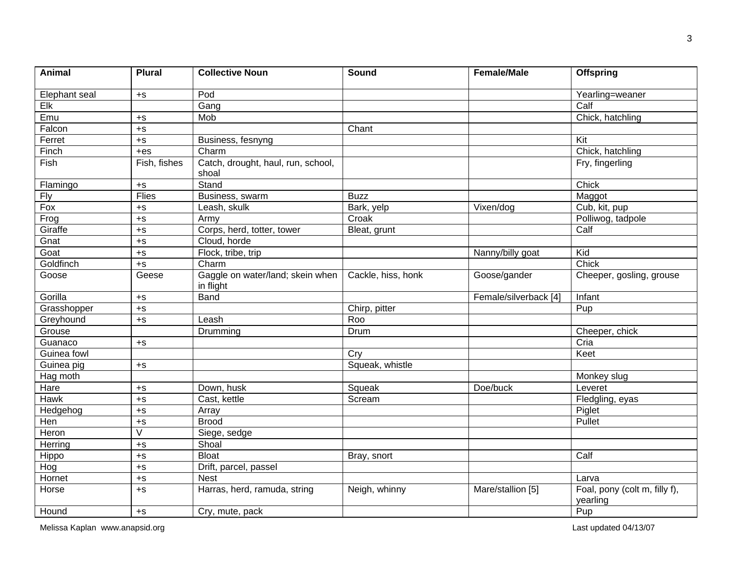| Animal | Plural | Collective Noun | Sound | Female/Male | Offspring |
|---|---|---|---|---|---|
| Elephant seal | +s | Pod | | | Yearling=weaner |
| Elk | | Gang | | | Calf |
| Emu | +s | Mob | | | Chick, hatchling |
| Falcon | +s | | Chant | | |
| Ferret | +s | Business, fesnyng | | | Kit |
| Finch | +es | Charm | | | Chick, hatchling |
| Fish | Fish, fishes | Catch, drought, haul, run, school, shoal | | | Fry, fingerling |
| Flamingo | +s | Stand | | | Chick |
| Fly | Flies | Business, swarm | Buzz | | Maggot |
| Fox | +s | Leash, skulk | Bark, yelp | Vixen/dog | Cub, kit, pup |
| Frog | +s | Army | Croak | | Polliwog, tadpole |
| Giraffe | +s | Corps, herd, totter, tower | Bleat, grunt | | Calf |
| Gnat | +s | Cloud, horde | | | |
| Goat | +s | Flock, tribe, trip | | Nanny/billy goat | Kid |
| Goldfinch | +s | Charm | | | Chick |
| Goose | Geese | Gaggle on water/land; skein when in flight | Cackle, hiss, honk | Goose/gander | Cheeper, gosling, grouse |
| Gorilla | +s | Band | | Female/silverback [4] | Infant |
| Grasshopper | +s | | Chirp, pitter | | Pup |
| Greyhound | +s | Leash | Roo | | |
| Grouse | | Drumming | Drum | | Cheeper, chick |
| Guanaco | +s | | | | Cria |
| Guinea fowl | | | Cry | | Keet |
| Guinea pig | +s | | Squeak, whistle | | |
| Hag moth | | | | | Monkey slug |
| Hare | +s | Down, husk | Squeak | Doe/buck | Leveret |
| Hawk | +s | Cast, kettle | Scream | | Fledgling, eyas |
| Hedgehog | +s | Array | | | Piglet |
| Hen | +s | Brood | | | Pullet |
| Heron | V | Siege, sedge | | | |
| Herring | +s | Shoal | | | |
| Hippo | +s | Bloat | Bray, snort | | Calf |
| Hog | +s | Drift, parcel, passel | | | |
| Hornet | +s | Nest | | | Larva |
| Horse | +s | Harras, herd, ramuda, string | Neigh, whinny | Mare/stallion [5] | Foal, pony (colt m, filly f), yearling |
| Hound | +s | Cry, mute, pack | | | Pup |

Melissa Kaplan www.anapsid.org Last updated 04/13/07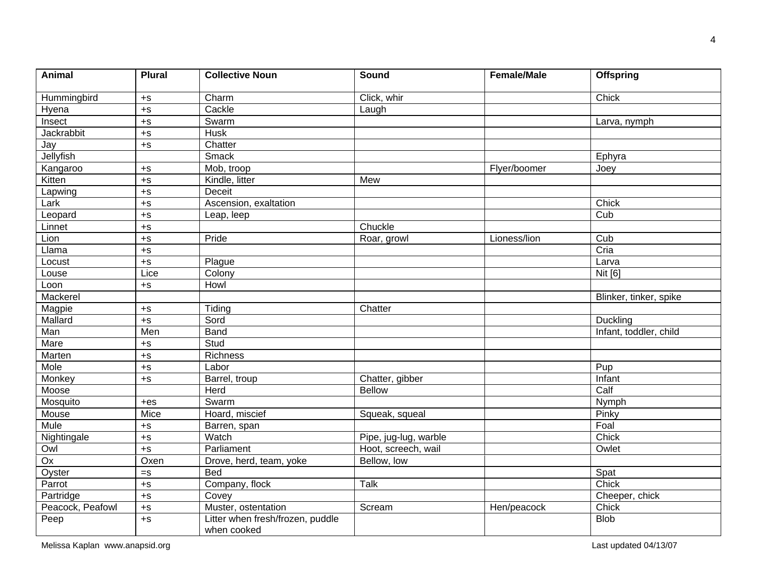| Animal | Plural | Collective Noun | Sound | Female/Male | Offspring |
|---|---|---|---|---|---|
| Hummingbird | +s | Charm | Click, whir | | Chick |
| Hyena | +s | Cackle | Laugh | | |
| Insect | +s | Swarm | | | Larva, nymph |
| Jackrabbit | +s | Husk | | | |
| Jay | +s | Chatter | | | |
| Jellyfish | | Smack | | | Ephyra |
| Kangaroo | +s | Mob, troop | | Flyer/boomer | Joey |
| Kitten | +s | Kindle, litter | Mew | | |
| Lapwing | +s | Deceit | | | |
| Lark | +s | Ascension, exaltation | | | Chick |
| Leopard | +s | Leap, leep | | | Cub |
| Linnet | +s | | Chuckle | | |
| Lion | +s | Pride | Roar, growl | Lioness/lion | Cub |
| Llama | +s | | | | Cria |
| Locust | +s | Plague | | | Larva |
| Louse | Lice | Colony | | | Nit [6] |
| Loon | +s | Howl | | | |
| Mackerel | | | | | Blinker, tinker, spike |
| Magpie | +s | Tiding | Chatter | | |
| Mallard | +s | Sord | | | Duckling |
| Man | Men | Band | | | Infant, toddler, child |
| Mare | +s | Stud | | | |
| Marten | +s | Richness | | | |
| Mole | +s | Labor | | | Pup |
| Monkey | +s | Barrel, troup | Chatter, gibber | | Infant |
| Moose | | Herd | Bellow | | Calf |
| Mosquito | +es | Swarm | | | Nymph |
| Mouse | Mice | Hoard, miscief | Squeak, squeal | | Pinky |
| Mule | +s | Barren, span | | | Foal |
| Nightingale | +s | Watch | Pipe, jug-lug, warble | | Chick |
| Owl | +s | Parliament | Hoot, screech, wail | | Owlet |
| Ox | Oxen | Drove, herd, team, yoke | Bellow, low | | |
| Oyster | =s | Bed | | | Spat |
| Parrot | +s | Company, flock | Talk | | Chick |
| Partridge | +s | Covey | | | Cheeper, chick |
| Peacock, Peafowl | +s | Muster, ostentation | Scream | Hen/peacock | Chick |
| Peep | +s | Litter when fresh/frozen, puddle when cooked | | | Blob |

Melissa Kaplan www.anapsid.org Last updated 04/13/07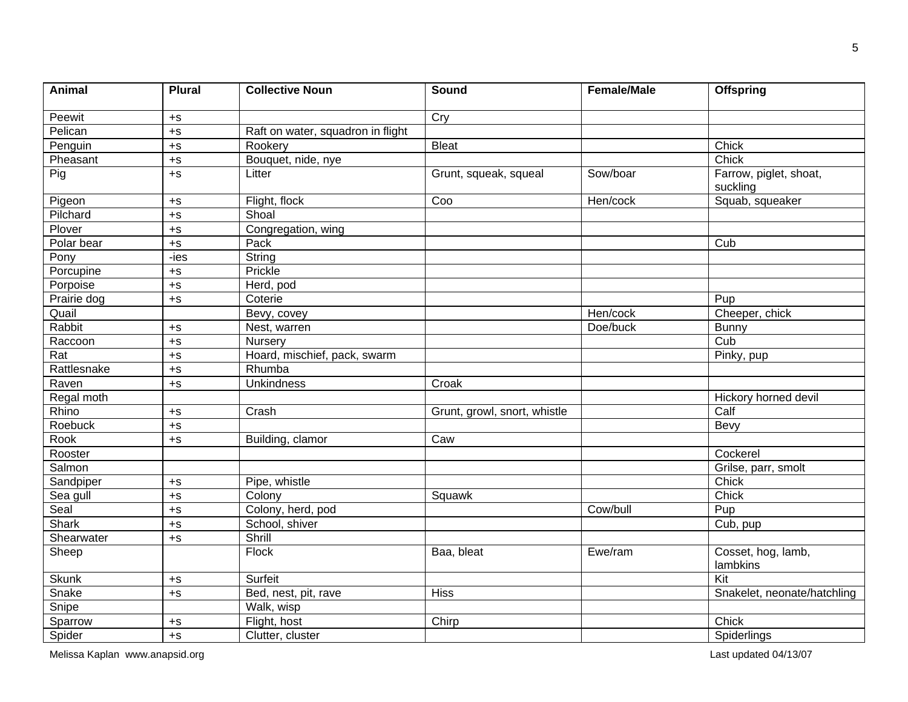| Animal | Plural | Collective Noun | Sound | Female/Male | Offspring |
|---|---|---|---|---|---|
| Peewit | +s | | Cry | | |
| Pelican | +s | Raft on water, squadron in flight | | | |
| Penguin | +s | Rookery | Bleat | | Chick |
| Pheasant | +s | Bouquet, nide, nye | | | Chick |
| Pig | +s | Litter | Grunt, squeak, squeal | Sow/boar | Farrow, piglet, shoat, suckling |
| Pigeon | +s | Flight, flock | Coo | Hen/cock | Squab, squeaker |
| Pilchard | +s | Shoal | | | |
| Plover | +s | Congregation, wing | | | |
| Polar bear | +s | Pack | | | Cub |
| Pony | -ies | String | | | |
| Porcupine | +s | Prickle | | | |
| Porpoise | +s | Herd, pod | | | |
| Prairie dog | +s | Coterie | | | Pup |
| Quail | | Bevy, covey | | Hen/cock | Cheeper, chick |
| Rabbit | +s | Nest, warren | | Doe/buck | Bunny |
| Raccoon | +s | Nursery | | | Cub |
| Rat | +s | Hoard, mischief, pack, swarm | | | Pinky, pup |
| Rattlesnake | +s | Rhumba | | | |
| Raven | +s | Unkindness | Croak | | |
| Regal moth | | | | | Hickory horned devil |
| Rhino | +s | Crash | Grunt, growl, snort, whistle | | Calf |
| Roebuck | +s | | | | Bevy |
| Rook | +s | Building, clamor | Caw | | |
| Rooster | | | | | Cockerel |
| Salmon | | | | | Grilse, parr, smolt |
| Sandpiper | +s | Pipe, whistle | | | Chick |
| Sea gull | +s | Colony | Squawk | | Chick |
| Seal | +s | Colony, herd, pod | | Cow/bull | Pup |
| Shark | +s | School, shiver | | | Cub, pup |
| Shearwater | +s | Shrill | | | |
| Sheep | | Flock | Baa, bleat | Ewe/ram | Cosset, hog, lamb, lambkins |
| Skunk | +s | Surfeit | | | Kit |
| Snake | +s | Bed, nest, pit, rave | Hiss | | Snakelet, neonate/hatchling |
| Snipe | | Walk, wisp | | | |
| Sparrow | +s | Flight, host | Chirp | | Chick |
| Spider | +s | Clutter, cluster | | | Spiderlings |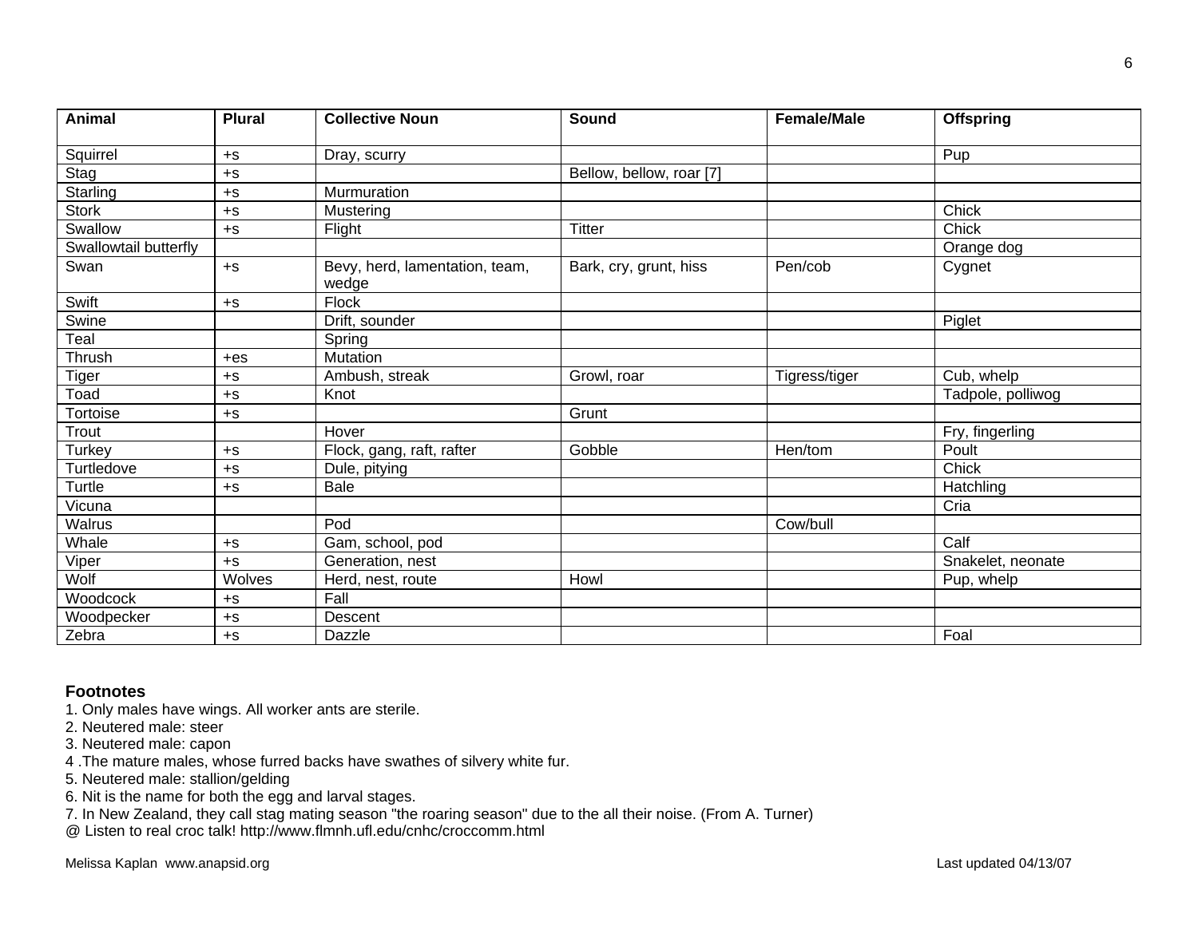| Animal | Plural | Collective Noun | Sound | Female/Male | Offspring |
|---|---|---|---|---|---|
| Squirrel | +s | Dray, scurry | | | Pup |
| Stag | +s | | Bellow, bellow, roar [7] | | |
| Starling | +s | Murmuration | | | |
| Stork | +s | Mustering | | | Chick |
| Swallow | +s | Flight | Titter | | Chick |
| Swallowtail butterfly | | | | | Orange dog |
| Swan | +s | Bevy, herd, lamentation, team, wedge | Bark, cry, grunt, hiss | Pen/cob | Cygnet |
| Swift | +s | Flock | | | |
| Swine | | Drift, sounder | | | Piglet |
| Teal | | Spring | | | |
| Thrush | +es | Mutation | | | |
| Tiger | +s | Ambush, streak | Growl, roar | Tigress/tiger | Cub, whelp |
| Toad | +s | Knot | | | Tadpole, polliwog |
| Tortoise | +s | | Grunt | | |
| Trout | | Hover | | | Fry, fingerling |
| Turkey | +s | Flock, gang, raft, rafter | Gobble | Hen/tom | Poult |
| Turtledove | +s | Dule, pitying | | | Chick |
| Turtle | +s | Bale | | | Hatchling |
| Vicuna | | | | | Cria |
| Walrus | | Pod | | Cow/bull | |
| Whale | +s | Gam, school, pod | | | Calf |
| Viper | +s | Generation, nest | | | Snakelet, neonate |
| Wolf | Wolves | Herd, nest, route | Howl | | Pup, whelp |
| Woodcock | +s | Fall | | | |
| Woodpecker | +s | Descent | | | |
| Zebra | +s | Dazzle | | | Foal |

### Footnotes

1. Only males have wings. All worker ants are sterile.
2. Neutered male: steer
3. Neutered male: capon
4 .The mature males, whose furred backs have swathes of silvery white fur.
5. Neutered male: stallion/gelding
6. Nit is the name for both the egg and larval stages.
7. In New Zealand, they call stag mating season "the roaring season" due to the all their noise. (From A. Turner)

@ Listen to real croc talk! http://www.flmnh.ufl.edu/cnhc/croccomm.html

Melissa Kaplan www.anapsid.org | Last updated 04/13/07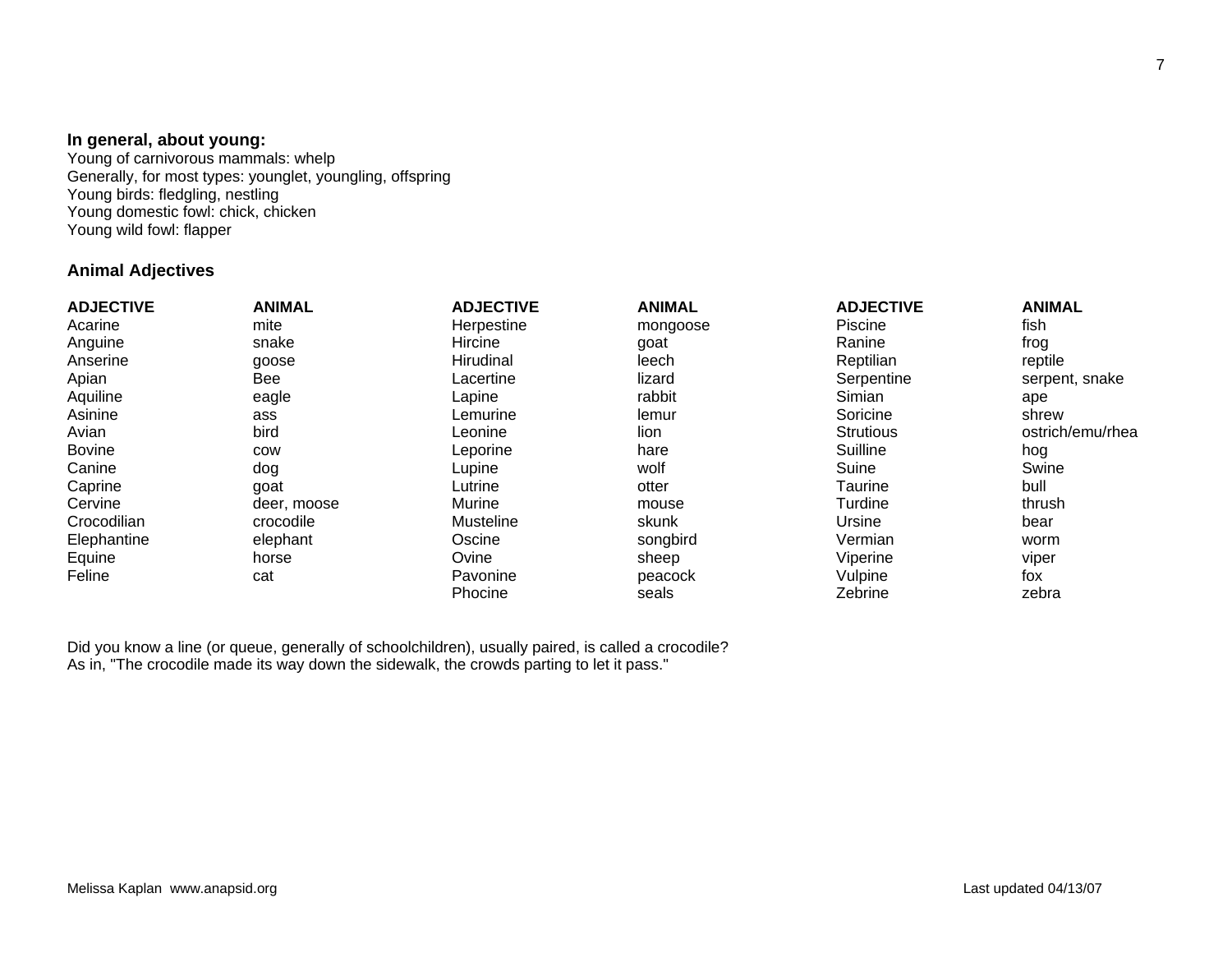**In general, about young:**

Young of carnivorous mammals: whelp
Generally, for most types: younglet, youngling, offspring
Young birds: fledgling, nestling
Young domestic fowl: chick, chicken
Young wild fowl: flapper

## Animal Adjectives

| ADJECTIVE | ANIMAL | ADJECTIVE | ANIMAL | ADJECTIVE | ANIMAL |
|---|---|---|---|---|---|
| Acarine | mite | Herpestine | mongoose | Piscine | fish |
| Anguine | snake | Hircine | goat | Ranine | frog |
| Anserine | goose | Hirudinal | leech | Reptilian | reptile |
| Apian | Bee | Lacertine | lizard | Serpentine | serpent, snake |
| Aquiline | eagle | Lapine | rabbit | Simian | ape |
| Asinine | ass | Lemurine | lemur | Soricine | shrew |
| Avian | bird | Leonine | lion | Strutious | ostrich/emu/rhea |
| Bovine | cow | Leporine | hare | Suilline | hog |
| Canine | dog | Lupine | wolf | Suine | Swine |
| Caprine | goat | Lutrine | otter | Taurine | bull |
| Cervine | deer, moose | Murine | mouse | Turdine | thrush |
| Crocodilian | crocodile | Musteline | skunk | Ursine | bear |
| Elephantine | elephant | Oscine | songbird | Vermian | worm |
| Equine | horse | Ovine | sheep | Viperine | viper |
| Feline | cat | Pavonine | peacock | Vulpine | fox |
| | | Phocine | seals | Zebrine | zebra |

Did you know a line (or queue, generally of schoolchildren), usually paired, is called a crocodile?
As in, "The crocodile made its way down the sidewalk, the crowds parting to let it pass."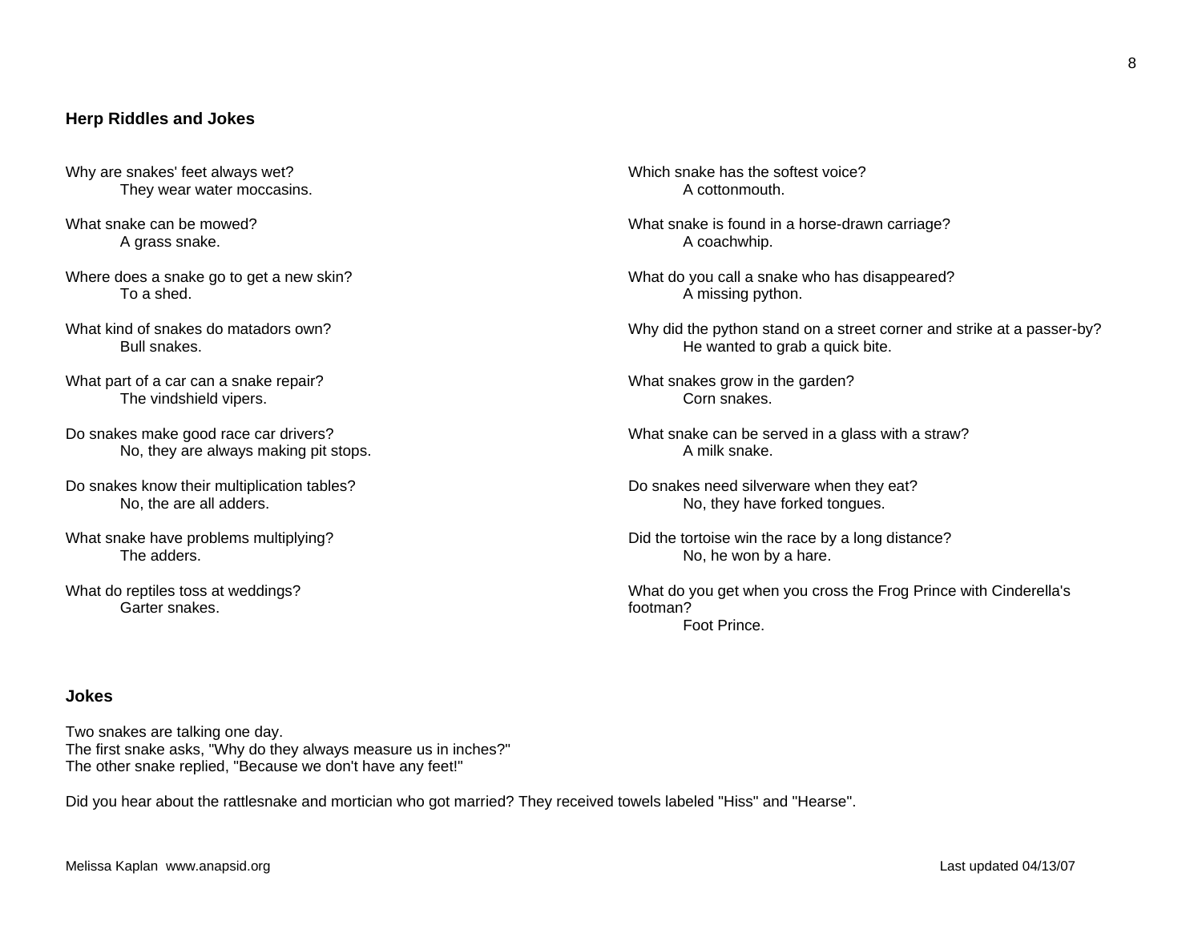## Herp Riddles and Jokes

Why are snakes' feet always wet?
They wear water moccasins.

What snake can be mowed?
A grass snake.

Where does a snake go to get a new skin?
To a shed.

What kind of snakes do matadors own?
Bull snakes.

What part of a car can a snake repair?
The vindshield vipers.

Do snakes make good race car drivers?
No, they are always making pit stops.

Do snakes know their multiplication tables?
No, the are all adders.

What snake have problems multiplying?
The adders.

What do reptiles toss at weddings?
Garter snakes.

Which snake has the softest voice?
A cottonmouth.

What snake is found in a horse-drawn carriage?
A coachwhip.

What do you call a snake who has disappeared?
A missing python.

Why did the python stand on a street corner and strike at a passer-by?
He wanted to grab a quick bite.

What snakes grow in the garden?
Corn snakes.

What snake can be served in a glass with a straw?
A milk snake.

Do snakes need silverware when they eat?
No, they have forked tongues.

Did the tortoise win the race by a long distance?
No, he won by a hare.

What do you get when you cross the Frog Prince with Cinderella's footman?
Foot Prince.

## Jokes

Two snakes are talking one day.
The first snake asks, "Why do they always measure us in inches?"
The other snake replied, "Because we don't have any feet!"

Did you hear about the rattlesnake and mortician who got married? They received towels labeled "Hiss" and "Hearse".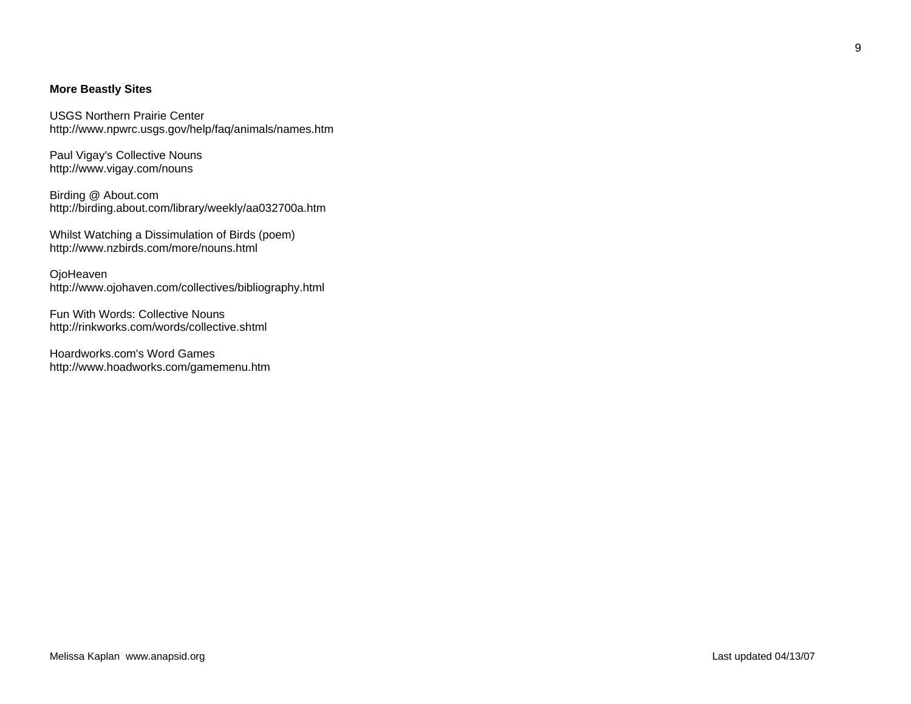**More Beastly Sites**

USGS Northern Prairie Center
http://www.npwrc.usgs.gov/help/faq/animals/names.htm

Paul Vigay's Collective Nouns
http://www.vigay.com/nouns

Birding @ About.com
http://birding.about.com/library/weekly/aa032700a.htm

Whilst Watching a Dissimulation of Birds (poem)
http://www.nzbirds.com/more/nouns.html

OjoHeaven
http://www.ojohaven.com/collectives/bibliography.html

Fun With Words: Collective Nouns
http://rinkworks.com/words/collective.shtml

Hoardworks.com's Word Games
http://www.hoadworks.com/gamemenu.htm